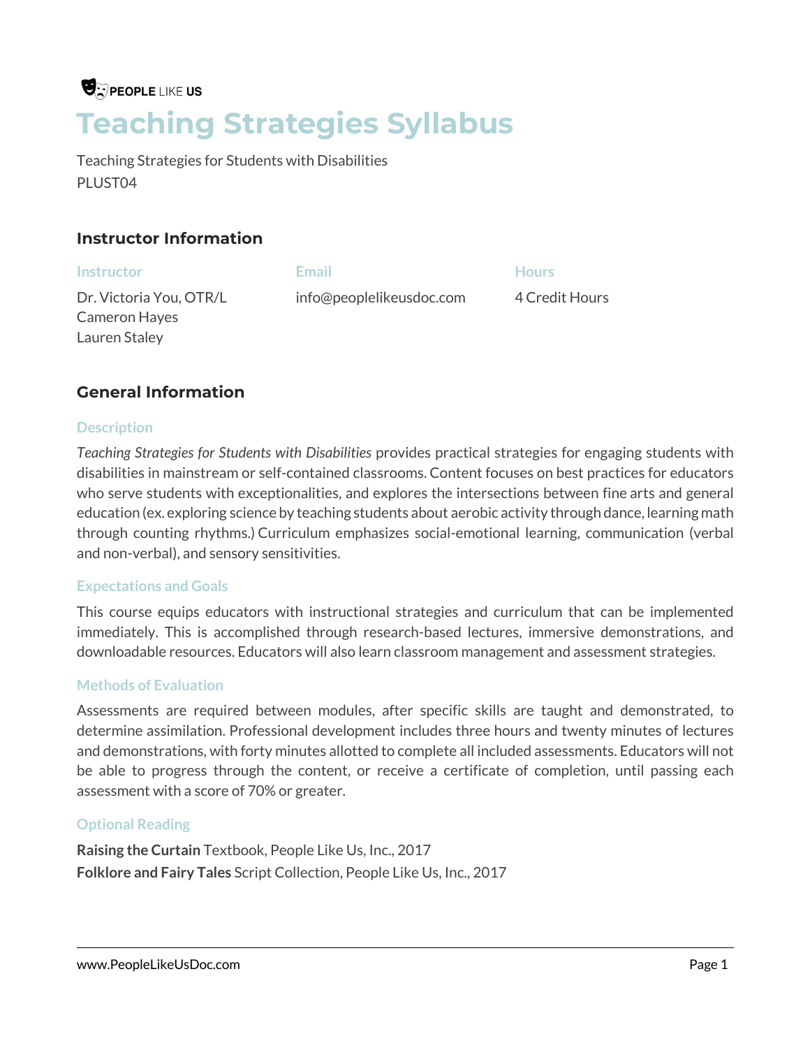PEOPLE LIKE US

# Teaching Strategies Syllabus

Teaching Strategies for Students with Disabilities
PLUST04

## Instructor Information

| Instructor | Email | Hours |
| --- | --- | --- |
| Dr. Victoria You, OTR/L<br>Cameron Hayes<br>Lauren Staley | info@peoplelikeusdoc.com | 4 Credit Hours |

## General Information

### Description

*Teaching Strategies for Students with Disabilities* provides practical strategies for engaging students with disabilities in mainstream or self-contained classrooms. Content focuses on best practices for educators who serve students with exceptionalities, and explores the intersections between fine arts and general education (ex. exploring science by teaching students about aerobic activity through dance, learning math through counting rhythms.) Curriculum emphasizes social-emotional learning, communication (verbal and non-verbal), and sensory sensitivities.

### Expectations and Goals

This course equips educators with instructional strategies and curriculum that can be implemented immediately. This is accomplished through research-based lectures, immersive demonstrations, and downloadable resources. Educators will also learn classroom management and assessment strategies.

### Methods of Evaluation

Assessments are required between modules, after specific skills are taught and demonstrated, to determine assimilation. Professional development includes three hours and twenty minutes of lectures and demonstrations, with forty minutes allotted to complete all included assessments. Educators will not be able to progress through the content, or receive a certificate of completion, until passing each assessment with a score of 70% or greater.

### Optional Reading

**Raising the Curtain** Textbook, People Like Us, Inc., 2017
**Folklore and Fairy Tales** Script Collection, People Like Us, Inc., 2017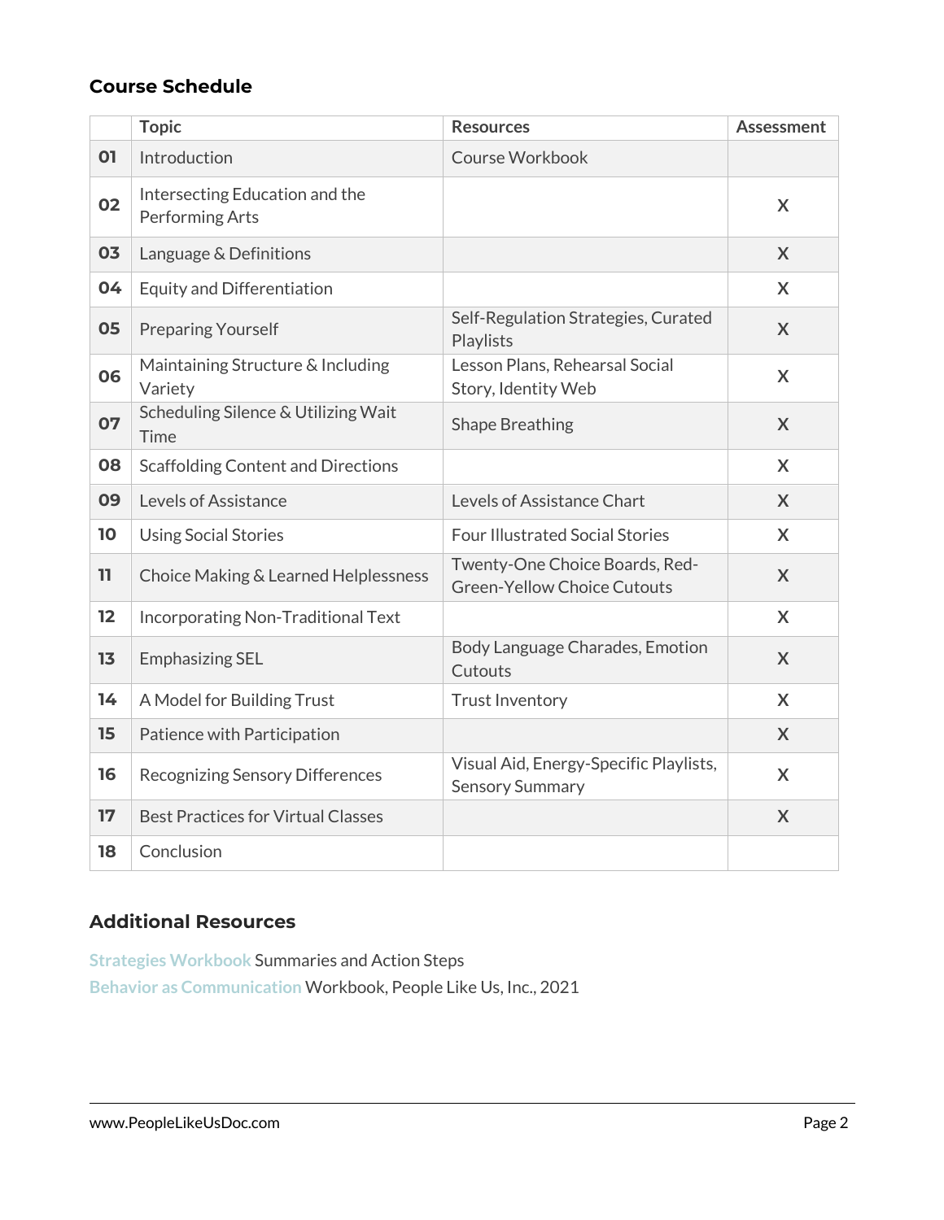### Course Schedule

| | Topic | Resources | Assessment |
|---|---|---|---|
| 01 | Introduction | Course Workbook | |
| 02 | Intersecting Education and the Performing Arts | | X |
| 03 | Language & Definitions | | X |
| 04 | Equity and Differentiation | | X |
| 05 | Preparing Yourself | Self-Regulation Strategies, Curated Playlists | X |
| 06 | Maintaining Structure & Including Variety | Lesson Plans, Rehearsal Social Story, Identity Web | X |
| 07 | Scheduling Silence & Utilizing Wait Time | Shape Breathing | X |
| 08 | Scaffolding Content and Directions | | X |
| 09 | Levels of Assistance | Levels of Assistance Chart | X |
| 10 | Using Social Stories | Four Illustrated Social Stories | X |
| 11 | Choice Making & Learned Helplessness | Twenty-One Choice Boards, Red-Green-Yellow Choice Cutouts | X |
| 12 | Incorporating Non-Traditional Text | | X |
| 13 | Emphasizing SEL | Body Language Charades, Emotion Cutouts | X |
| 14 | A Model for Building Trust | Trust Inventory | X |
| 15 | Patience with Participation | | X |
| 16 | Recognizing Sensory Differences | Visual Aid, Energy-Specific Playlists, Sensory Summary | X |
| 17 | Best Practices for Virtual Classes | | X |
| 18 | Conclusion | | |

### Additional Resources

Strategies Workbook Summaries and Action Steps
Behavior as Communication Workbook, People Like Us, Inc., 2021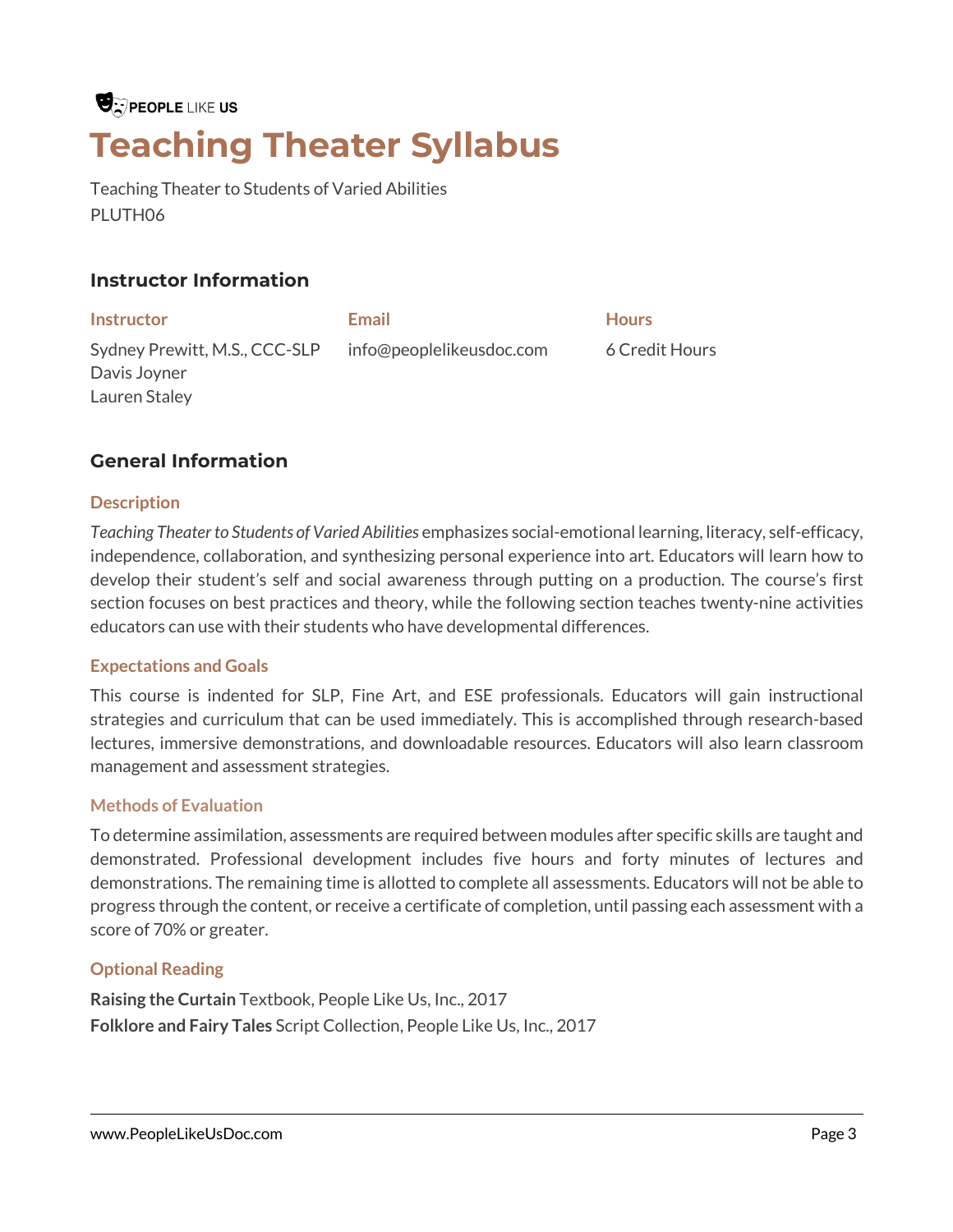PEOPLE LIKE US

# Teaching Theater Syllabus

Teaching Theater to Students of Varied Abilities
PLUTH06

## Instructor Information

| Instructor | Email | Hours |
| --- | --- | --- |
| Sydney Prewitt, M.S., CCC-SLP<br>Davis Joyner<br>Lauren Staley | info@peoplelikeusdoc.com | 6 Credit Hours |

## General Information

### Description

*Teaching Theater to Students of Varied Abilities* emphasizes social-emotional learning, literacy, self-efficacy, independence, collaboration, and synthesizing personal experience into art. Educators will learn how to develop their student's self and social awareness through putting on a production. The course's first section focuses on best practices and theory, while the following section teaches twenty-nine activities educators can use with their students who have developmental differences.

### Expectations and Goals

This course is indented for SLP, Fine Art, and ESE professionals. Educators will gain instructional strategies and curriculum that can be used immediately. This is accomplished through research-based lectures, immersive demonstrations, and downloadable resources. Educators will also learn classroom management and assessment strategies.

### Methods of Evaluation

To determine assimilation, assessments are required between modules after specific skills are taught and demonstrated. Professional development includes five hours and forty minutes of lectures and demonstrations. The remaining time is allotted to complete all assessments. Educators will not be able to progress through the content, or receive a certificate of completion, until passing each assessment with a score of 70% or greater.

### Optional Reading

**Raising the Curtain** Textbook, People Like Us, Inc., 2017
**Folklore and Fairy Tales** Script Collection, People Like Us, Inc., 2017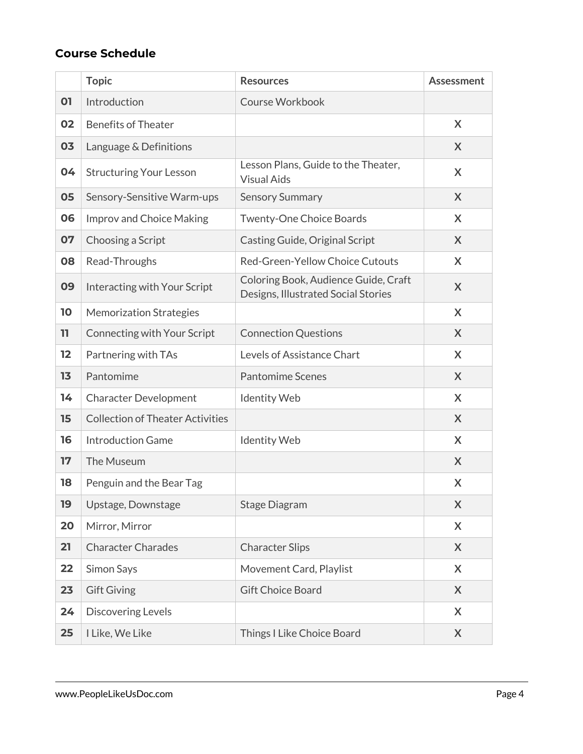### Course Schedule

| | Topic | Resources | Assessment |
|---|---|---|---|
| **01** | Introduction | Course Workbook | |
| **02** | Benefits of Theater | | X |
| **03** | Language & Definitions | | X |
| **04** | Structuring Your Lesson | Lesson Plans, Guide to the Theater, Visual Aids | X |
| **05** | Sensory-Sensitive Warm-ups | Sensory Summary | X |
| **06** | Improv and Choice Making | Twenty-One Choice Boards | X |
| **07** | Choosing a Script | Casting Guide, Original Script | X |
| **08** | Read-Throughs | Red-Green-Yellow Choice Cutouts | X |
| **09** | Interacting with Your Script | Coloring Book, Audience Guide, Craft Designs, Illustrated Social Stories | X |
| **10** | Memorization Strategies | | X |
| **11** | Connecting with Your Script | Connection Questions | X |
| **12** | Partnering with TAs | Levels of Assistance Chart | X |
| **13** | Pantomime | Pantomime Scenes | X |
| **14** | Character Development | Identity Web | X |
| **15** | Collection of Theater Activities | | X |
| **16** | Introduction Game | Identity Web | X |
| **17** | The Museum | | X |
| **18** | Penguin and the Bear Tag | | X |
| **19** | Upstage, Downstage | Stage Diagram | X |
| **20** | Mirror, Mirror | | X |
| **21** | Character Charades | Character Slips | X |
| **22** | Simon Says | Movement Card, Playlist | X |
| **23** | Gift Giving | Gift Choice Board | X |
| **24** | Discovering Levels | | X |
| **25** | I Like, We Like | Things I Like Choice Board | X |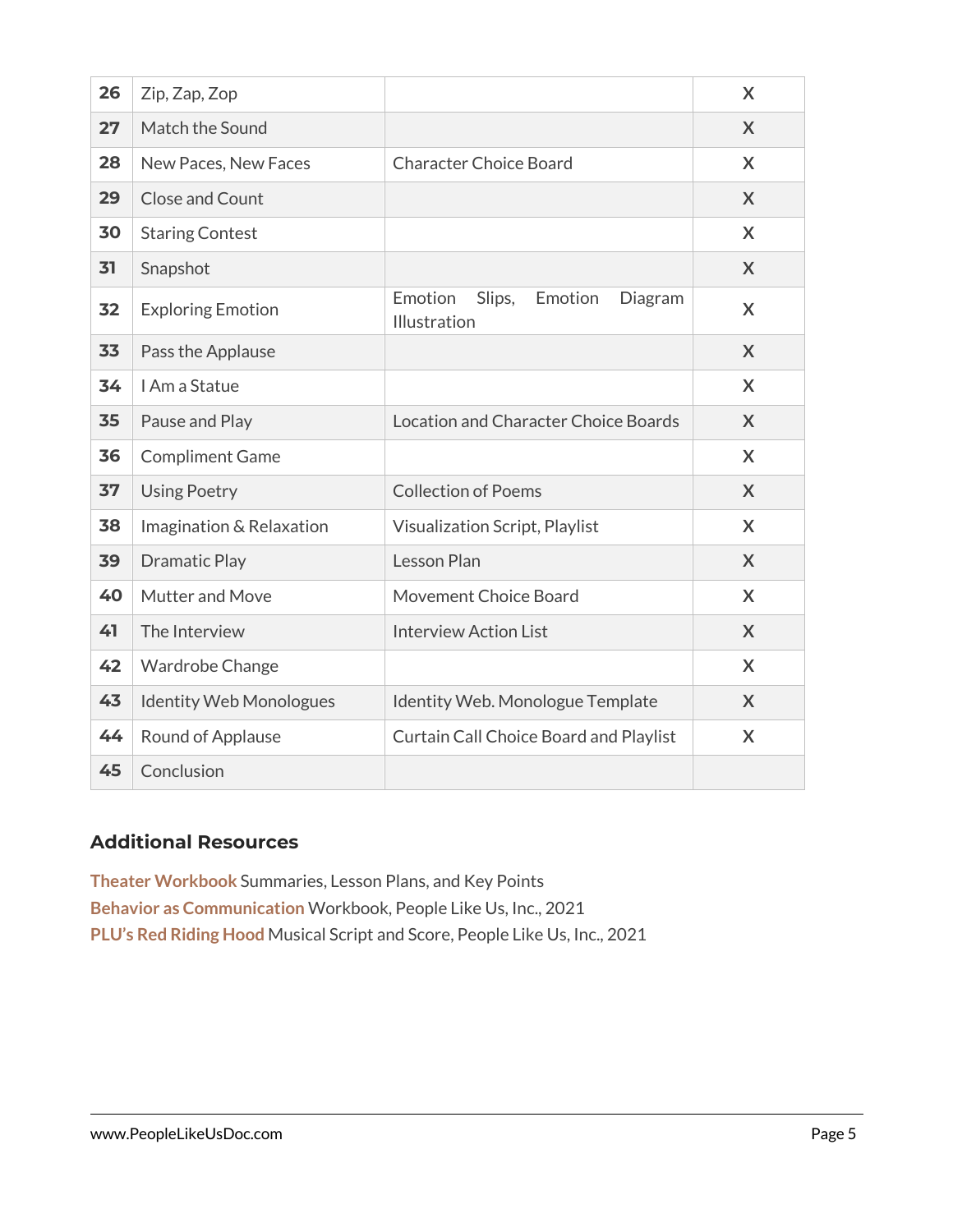| | | | |
|---|---|---|---|
| **26** | Zip, Zap, Zop | | X |
| **27** | Match the Sound | | X |
| **28** | New Paces, New Faces | Character Choice Board | X |
| **29** | Close and Count | | X |
| **30** | Staring Contest | | X |
| **31** | Snapshot | | X |
| **32** | Exploring Emotion | Emotion Slips, Emotion Diagram Illustration | X |
| **33** | Pass the Applause | | X |
| **34** | I Am a Statue | | X |
| **35** | Pause and Play | Location and Character Choice Boards | X |
| **36** | Compliment Game | | X |
| **37** | Using Poetry | Collection of Poems | X |
| **38** | Imagination & Relaxation | Visualization Script, Playlist | X |
| **39** | Dramatic Play | Lesson Plan | X |
| **40** | Mutter and Move | Movement Choice Board | X |
| **41** | The Interview | Interview Action List | X |
| **42** | Wardrobe Change | | X |
| **43** | Identity Web Monologues | Identity Web. Monologue Template | X |
| **44** | Round of Applause | Curtain Call Choice Board and Playlist | X |
| **45** | Conclusion | | |

### Additional Resources

**Theater Workbook** Summaries, Lesson Plans, and Key Points
**Behavior as Communication** Workbook, People Like Us, Inc., 2021
**PLU's Red Riding Hood** Musical Script and Score, People Like Us, Inc., 2021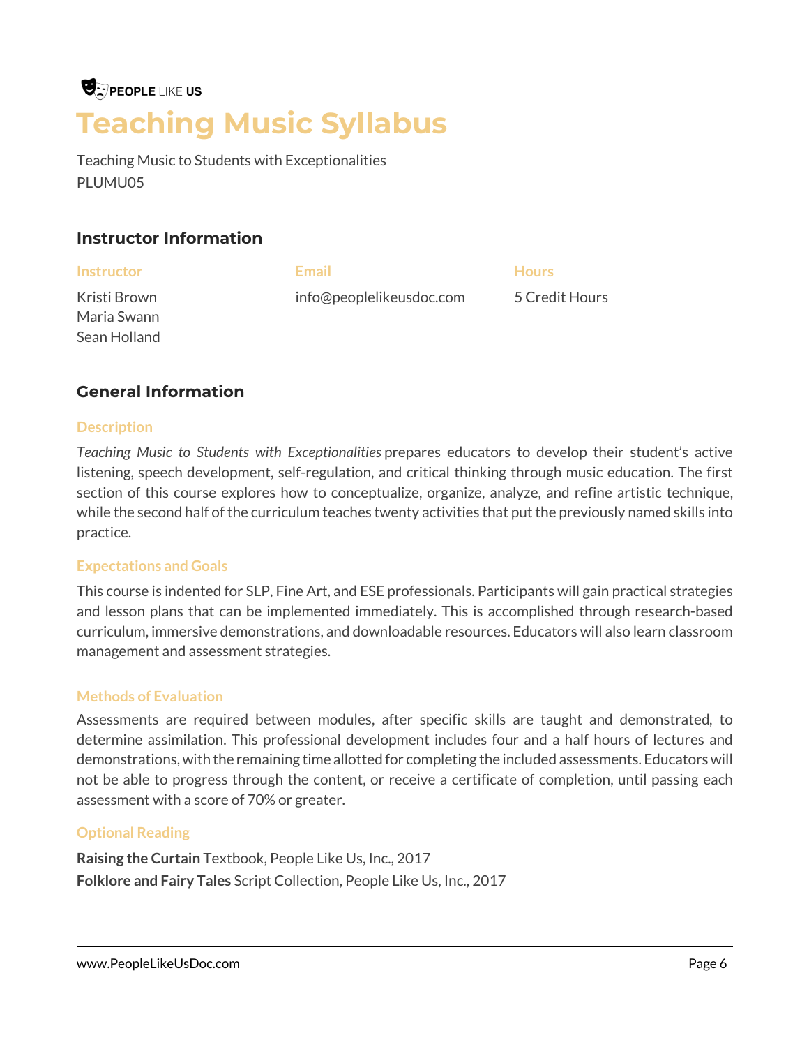PEOPLE LIKE US

# Teaching Music Syllabus

Teaching Music to Students with Exceptionalities
PLUMU05

## Instructor Information

| Instructor | Email | Hours |
| --- | --- | --- |
| Kristi Brown<br>Maria Swann<br>Sean Holland | info@peoplelikeusdoc.com | 5 Credit Hours |

## General Information

### Description

*Teaching Music to Students with Exceptionalities* prepares educators to develop their student's active listening, speech development, self-regulation, and critical thinking through music education. The first section of this course explores how to conceptualize, organize, analyze, and refine artistic technique, while the second half of the curriculum teaches twenty activities that put the previously named skills into practice.

### Expectations and Goals

This course is indented for SLP, Fine Art, and ESE professionals. Participants will gain practical strategies and lesson plans that can be implemented immediately. This is accomplished through research-based curriculum, immersive demonstrations, and downloadable resources. Educators will also learn classroom management and assessment strategies.

### Methods of Evaluation

Assessments are required between modules, after specific skills are taught and demonstrated, to determine assimilation. This professional development includes four and a half hours of lectures and demonstrations, with the remaining time allotted for completing the included assessments. Educators will not be able to progress through the content, or receive a certificate of completion, until passing each assessment with a score of 70% or greater.

### Optional Reading

**Raising the Curtain** Textbook, People Like Us, Inc., 2017
**Folklore and Fairy Tales** Script Collection, People Like Us, Inc., 2017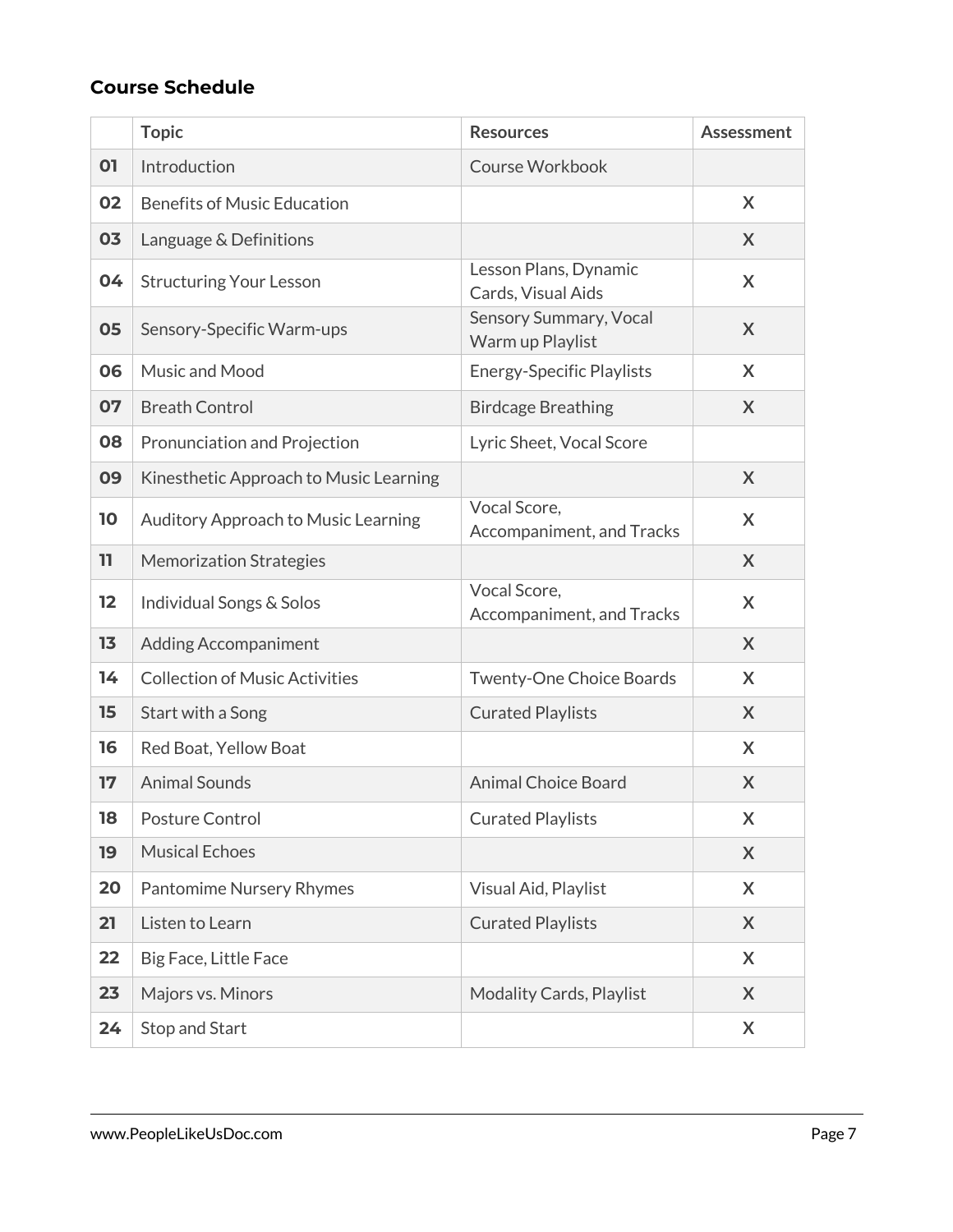### Course Schedule

| | Topic | Resources | Assessment |
|---|---|---|---|
| 01 | Introduction | Course Workbook | |
| 02 | Benefits of Music Education | | X |
| 03 | Language & Definitions | | X |
| 04 | Structuring Your Lesson | Lesson Plans, Dynamic Cards, Visual Aids | X |
| 05 | Sensory-Specific Warm-ups | Sensory Summary, Vocal Warm up Playlist | X |
| 06 | Music and Mood | Energy-Specific Playlists | X |
| 07 | Breath Control | Birdcage Breathing | X |
| 08 | Pronunciation and Projection | Lyric Sheet, Vocal Score | |
| 09 | Kinesthetic Approach to Music Learning | | X |
| 10 | Auditory Approach to Music Learning | Vocal Score, Accompaniment, and Tracks | X |
| 11 | Memorization Strategies | | X |
| 12 | Individual Songs & Solos | Vocal Score, Accompaniment, and Tracks | X |
| 13 | Adding Accompaniment | | X |
| 14 | Collection of Music Activities | Twenty-One Choice Boards | X |
| 15 | Start with a Song | Curated Playlists | X |
| 16 | Red Boat, Yellow Boat | | X |
| 17 | Animal Sounds | Animal Choice Board | X |
| 18 | Posture Control | Curated Playlists | X |
| 19 | Musical Echoes | | X |
| 20 | Pantomime Nursery Rhymes | Visual Aid, Playlist | X |
| 21 | Listen to Learn | Curated Playlists | X |
| 22 | Big Face, Little Face | | X |
| 23 | Majors vs. Minors | Modality Cards, Playlist | X |
| 24 | Stop and Start | | X |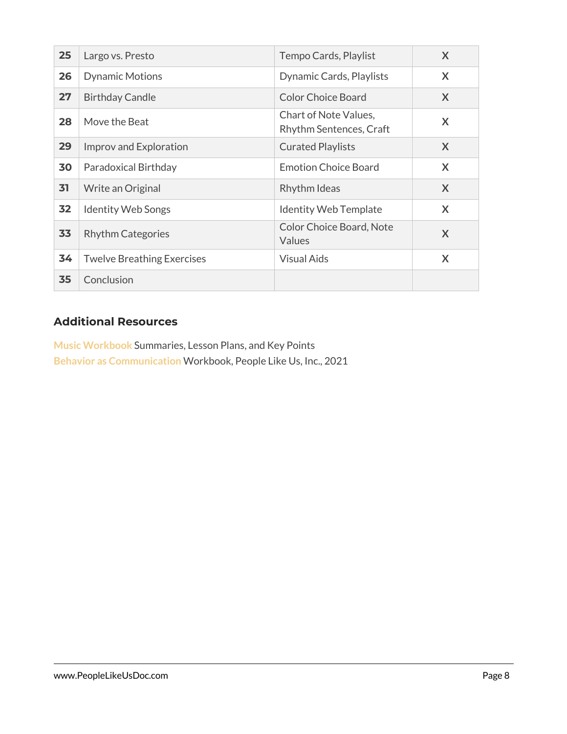| | | | |
|---|---|---|---|
| **25** | Largo vs. Presto | Tempo Cards, Playlist | X |
| **26** | Dynamic Motions | Dynamic Cards, Playlists | X |
| **27** | Birthday Candle | Color Choice Board | X |
| **28** | Move the Beat | Chart of Note Values, Rhythm Sentences, Craft | X |
| **29** | Improv and Exploration | Curated Playlists | X |
| **30** | Paradoxical Birthday | Emotion Choice Board | X |
| **31** | Write an Original | Rhythm Ideas | X |
| **32** | Identity Web Songs | Identity Web Template | X |
| **33** | Rhythm Categories | Color Choice Board, Note Values | X |
| **34** | Twelve Breathing Exercises | Visual Aids | X |
| **35** | Conclusion | | |

## Additional Resources

Music Workbook Summaries, Lesson Plans, and Key Points
Behavior as Communication Workbook, People Like Us, Inc., 2021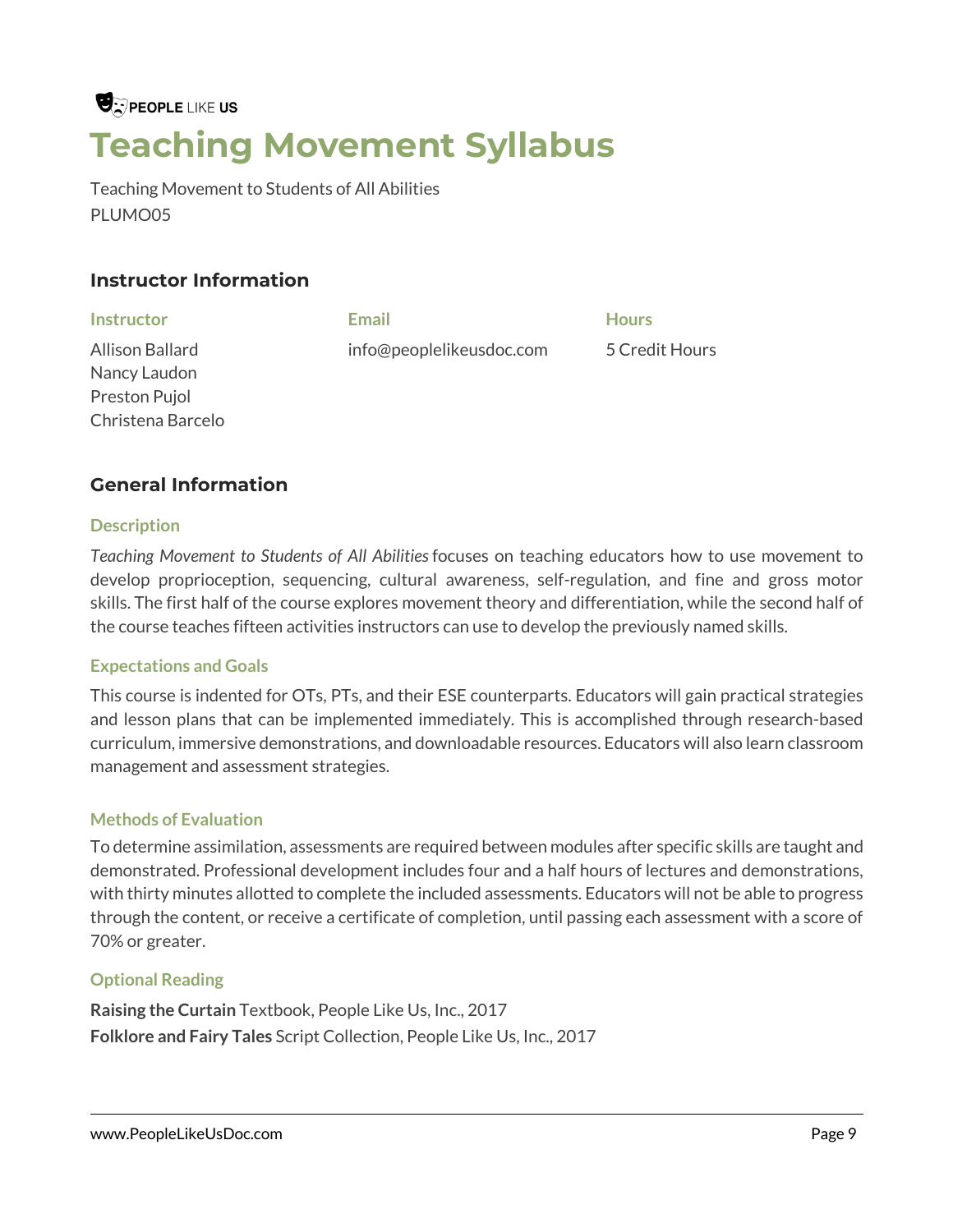PEOPLE LIKE US

# Teaching Movement Syllabus

Teaching Movement to Students of All Abilities
PLUMO05

## Instructor Information

| Instructor | Email | Hours |
|---|---|---|
| Allison Ballard<br>Nancy Laudon<br>Preston Pujol<br>Christena Barcelo | info@peoplelikeusdoc.com | 5 Credit Hours |

## General Information

### Description

*Teaching Movement to Students of All Abilities* focuses on teaching educators how to use movement to develop proprioception, sequencing, cultural awareness, self-regulation, and fine and gross motor skills. The first half of the course explores movement theory and differentiation, while the second half of the course teaches fifteen activities instructors can use to develop the previously named skills.

### Expectations and Goals

This course is indented for OTs, PTs, and their ESE counterparts. Educators will gain practical strategies and lesson plans that can be implemented immediately. This is accomplished through research-based curriculum, immersive demonstrations, and downloadable resources. Educators will also learn classroom management and assessment strategies.

### Methods of Evaluation

To determine assimilation, assessments are required between modules after specific skills are taught and demonstrated. Professional development includes four and a half hours of lectures and demonstrations, with thirty minutes allotted to complete the included assessments. Educators will not be able to progress through the content, or receive a certificate of completion, until passing each assessment with a score of 70% or greater.

### Optional Reading

**Raising the Curtain** Textbook, People Like Us, Inc., 2017
**Folklore and Fairy Tales** Script Collection, People Like Us, Inc., 2017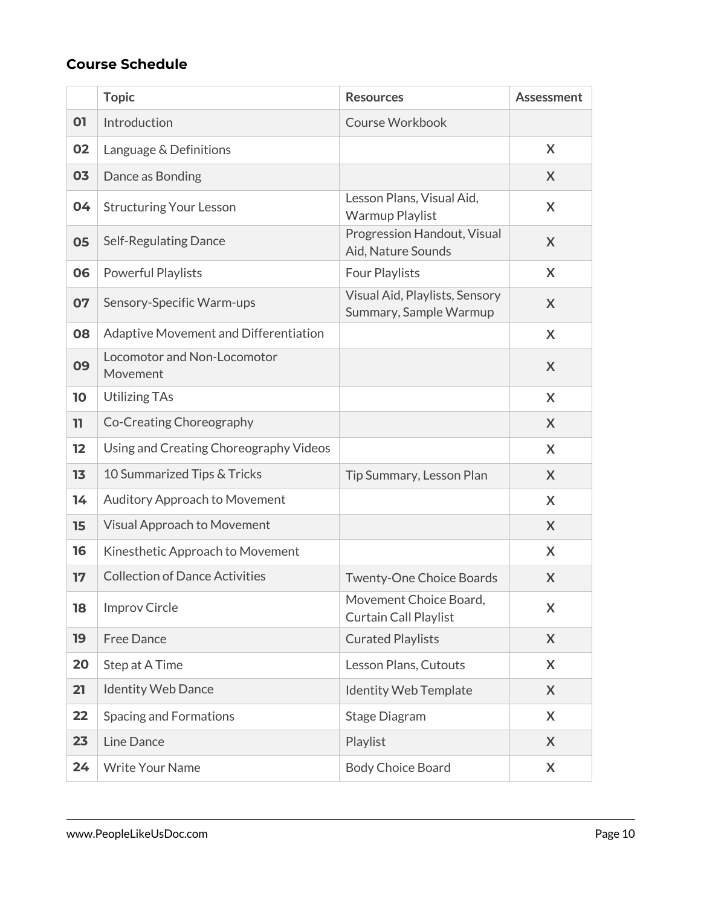### Course Schedule

| | Topic | Resources | Assessment |
|---|---|---|---|
| 01 | Introduction | Course Workbook | |
| 02 | Language & Definitions | | X |
| 03 | Dance as Bonding | | X |
| 04 | Structuring Your Lesson | Lesson Plans, Visual Aid, Warmup Playlist | X |
| 05 | Self-Regulating Dance | Progression Handout, Visual Aid, Nature Sounds | X |
| 06 | Powerful Playlists | Four Playlists | X |
| 07 | Sensory-Specific Warm-ups | Visual Aid, Playlists, Sensory Summary, Sample Warmup | X |
| 08 | Adaptive Movement and Differentiation | | X |
| 09 | Locomotor and Non-Locomotor Movement | | X |
| 10 | Utilizing TAs | | X |
| 11 | Co-Creating Choreography | | X |
| 12 | Using and Creating Choreography Videos | | X |
| 13 | 10 Summarized Tips & Tricks | Tip Summary, Lesson Plan | X |
| 14 | Auditory Approach to Movement | | X |
| 15 | Visual Approach to Movement | | X |
| 16 | Kinesthetic Approach to Movement | | X |
| 17 | Collection of Dance Activities | Twenty-One Choice Boards | X |
| 18 | Improv Circle | Movement Choice Board, Curtain Call Playlist | X |
| 19 | Free Dance | Curated Playlists | X |
| 20 | Step at A Time | Lesson Plans, Cutouts | X |
| 21 | Identity Web Dance | Identity Web Template | X |
| 22 | Spacing and Formations | Stage Diagram | X |
| 23 | Line Dance | Playlist | X |
| 24 | Write Your Name | Body Choice Board | X |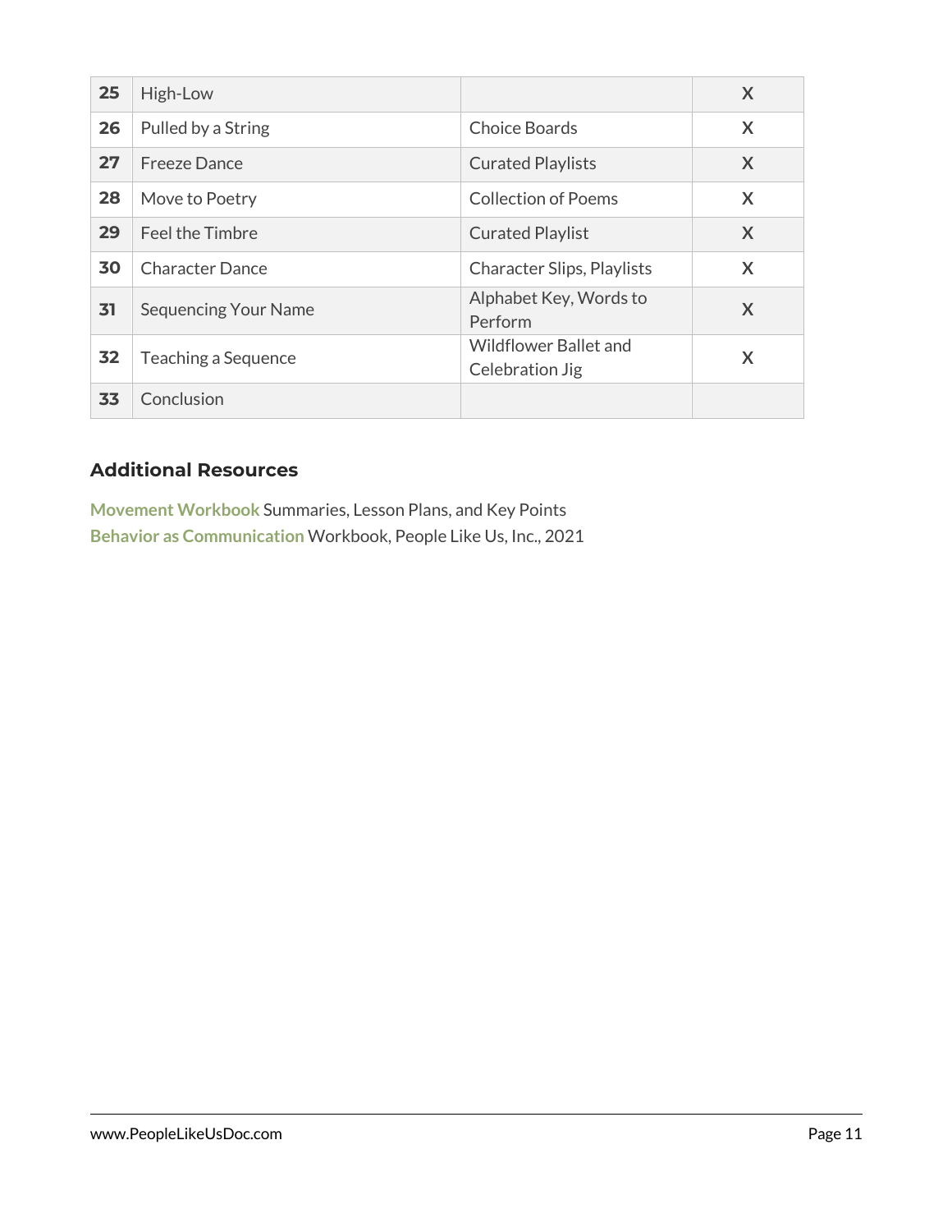| | | | |
|---|---|---|---|
| **25** | High-Low | | X |
| **26** | Pulled by a String | Choice Boards | X |
| **27** | Freeze Dance | Curated Playlists | X |
| **28** | Move to Poetry | Collection of Poems | X |
| **29** | Feel the Timbre | Curated Playlist | X |
| **30** | Character Dance | Character Slips, Playlists | X |
| **31** | Sequencing Your Name | Alphabet Key, Words to Perform | X |
| **32** | Teaching a Sequence | Wildflower Ballet and Celebration Jig | X |
| **33** | Conclusion | | |

### Additional Resources

**Movement Workbook** Summaries, Lesson Plans, and Key Points
**Behavior as Communication** Workbook, People Like Us, Inc., 2021